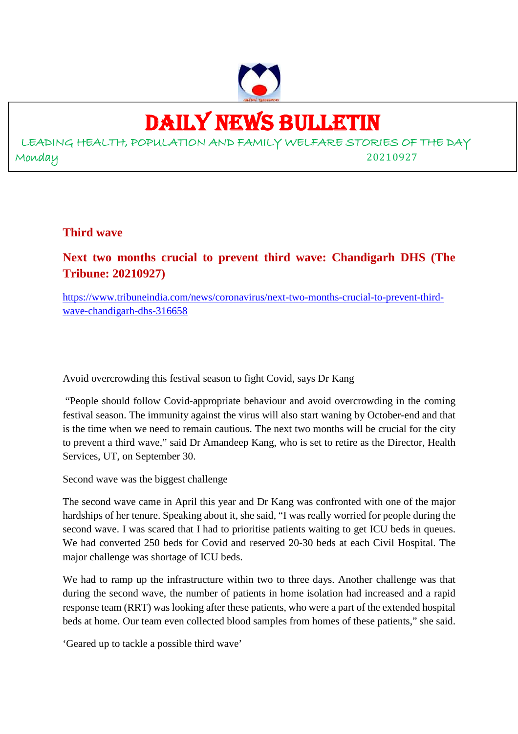# DAILY NEWS BULLETIN

LEADING HEALTH, POPULATION AND FAMILY WELFARE STORIES OF THE DAY

Monday 20210927

## Third wave

## Next two months crucial to prevent third wave: Chandigarh DHS (The Tribune: 20210927)

https://www.tribuneindia.com/news/coronavirus/next-two-months-crucial-to-prevent-third-wave-chandigarh-dhs-316658

Avoid overcrowding this festival season to fight Covid, says Dr Kang

"People should follow Covid-appropriate behaviour and avoid overcrowding in the coming festival season. The immunity against the virus will also start waning by October-end and that is the time when we need to remain cautious. The next two months will be crucial for the city to prevent a third wave," said Dr Amandeep Kang, who is set to retire as the Director, Health Services, UT, on September 30.

Second wave was the biggest challenge

The second wave came in April this year and Dr Kang was confronted with one of the major hardships of her tenure. Speaking about it, she said, "I was really worried for people during the second wave. I was scared that I had to prioritise patients waiting to get ICU beds in queues. We had converted 250 beds for Covid and reserved 20-30 beds at each Civil Hospital. The major challenge was shortage of ICU beds.

We had to ramp up the infrastructure within two to three days. Another challenge was that during the second wave, the number of patients in home isolation had increased and a rapid response team (RRT) was looking after these patients, who were a part of the extended hospital beds at home. Our team even collected blood samples from homes of these patients," she said.

'Geared up to tackle a possible third wave'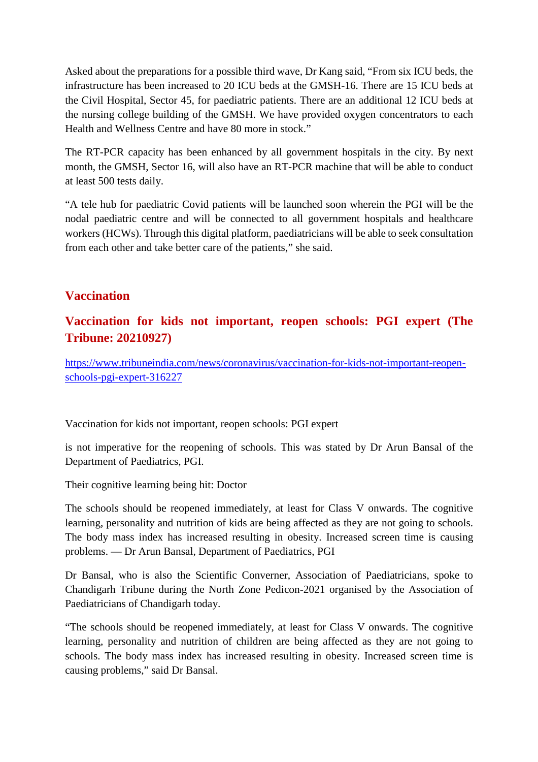Asked about the preparations for a possible third wave, Dr Kang said, "From six ICU beds, the infrastructure has been increased to 20 ICU beds at the GMSH-16. There are 15 ICU beds at the Civil Hospital, Sector 45, for paediatric patients. There are an additional 12 ICU beds at the nursing college building of the GMSH. We have provided oxygen concentrators to each Health and Wellness Centre and have 80 more in stock."

The RT-PCR capacity has been enhanced by all government hospitals in the city. By next month, the GMSH, Sector 16, will also have an RT-PCR machine that will be able to conduct at least 500 tests daily.

"A tele hub for paediatric Covid patients will be launched soon wherein the PGI will be the nodal paediatric centre and will be connected to all government hospitals and healthcare workers (HCWs). Through this digital platform, paediatricians will be able to seek consultation from each other and take better care of the patients," she said.

## Vaccination

### Vaccination for kids not important, reopen schools: PGI expert (The Tribune: 20210927)

https://www.tribuneindia.com/news/coronavirus/vaccination-for-kids-not-important-reopen-schools-pgi-expert-316227

Vaccination for kids not important, reopen schools: PGI expert

is not imperative for the reopening of schools. This was stated by Dr Arun Bansal of the Department of Paediatrics, PGI.

Their cognitive learning being hit: Doctor

The schools should be reopened immediately, at least for Class V onwards. The cognitive learning, personality and nutrition of kids are being affected as they are not going to schools. The body mass index has increased resulting in obesity. Increased screen time is causing problems. — Dr Arun Bansal, Department of Paediatrics, PGI

Dr Bansal, who is also the Scientific Converner, Association of Paediatricians, spoke to Chandigarh Tribune during the North Zone Pedicon-2021 organised by the Association of Paediatricians of Chandigarh today.

"The schools should be reopened immediately, at least for Class V onwards. The cognitive learning, personality and nutrition of children are being affected as they are not going to schools. The body mass index has increased resulting in obesity. Increased screen time is causing problems," said Dr Bansal.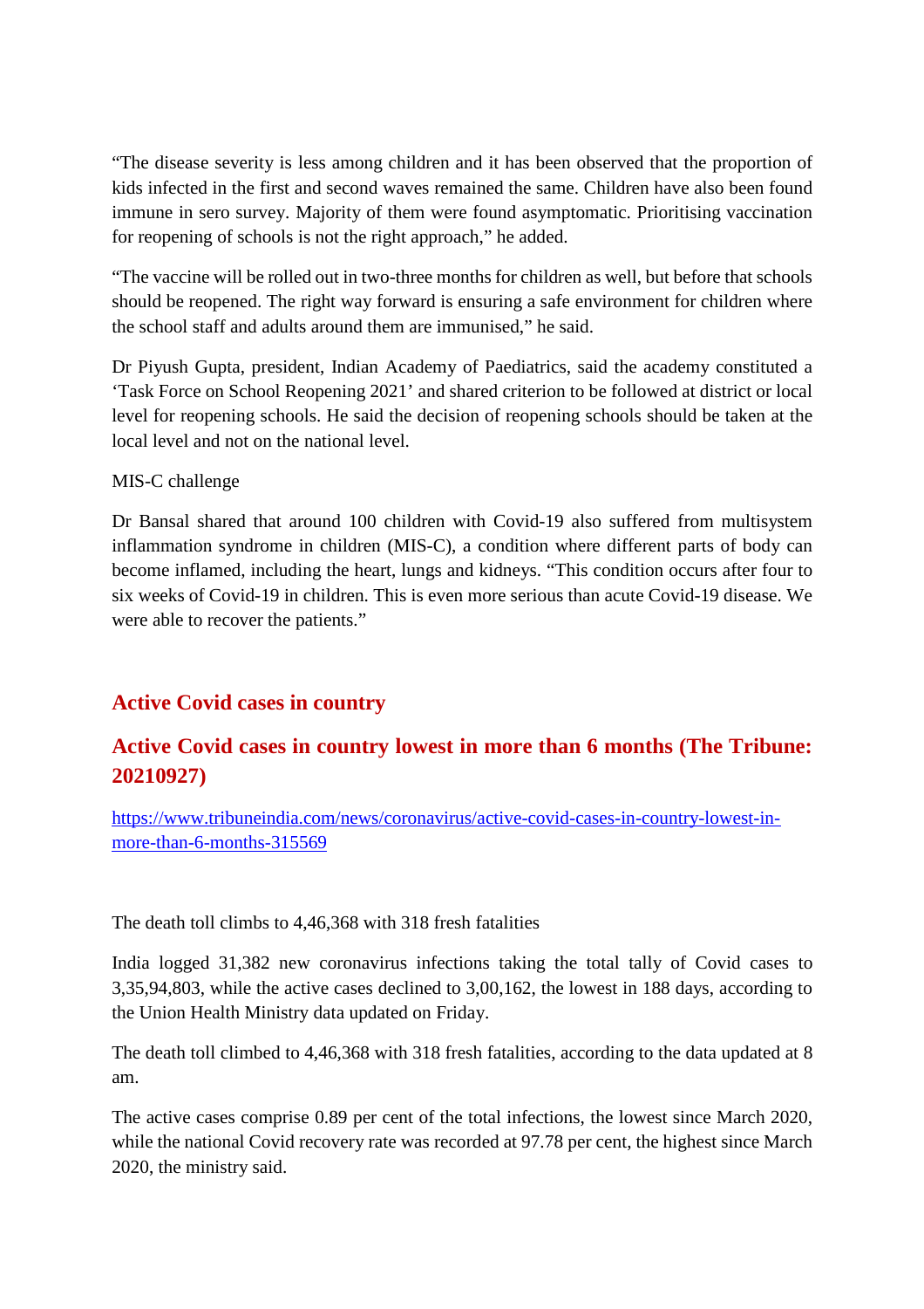“The disease severity is less among children and it has been observed that the proportion of kids infected in the first and second waves remained the same. Children have also been found immune in sero survey. Majority of them were found asymptomatic. Prioritising vaccination for reopening of schools is not the right approach,” he added.

“The vaccine will be rolled out in two-three months for children as well, but before that schools should be reopened. The right way forward is ensuring a safe environment for children where the school staff and adults around them are immunised,” he said.

Dr Piyush Gupta, president, Indian Academy of Paediatrics, said the academy constituted a ‘Task Force on School Reopening 2021’ and shared criterion to be followed at district or local level for reopening schools. He said the decision of reopening schools should be taken at the local level and not on the national level.

MIS-C challenge

Dr Bansal shared that around 100 children with Covid-19 also suffered from multisystem inflammation syndrome in children (MIS-C), a condition where different parts of body can become inflamed, including the heart, lungs and kidneys. “This condition occurs after four to six weeks of Covid-19 in children. This is even more serious than acute Covid-19 disease. We were able to recover the patients.”

## Active Covid cases in country

## Active Covid cases in country lowest in more than 6 months (The Tribune: 20210927)

https://www.tribuneindia.com/news/coronavirus/active-covid-cases-in-country-lowest-in-more-than-6-months-315569

The death toll climbs to 4,46,368 with 318 fresh fatalities

India logged 31,382 new coronavirus infections taking the total tally of Covid cases to 3,35,94,803, while the active cases declined to 3,00,162, the lowest in 188 days, according to the Union Health Ministry data updated on Friday.

The death toll climbed to 4,46,368 with 318 fresh fatalities, according to the data updated at 8 am.

The active cases comprise 0.89 per cent of the total infections, the lowest since March 2020, while the national Covid recovery rate was recorded at 97.78 per cent, the highest since March 2020, the ministry said.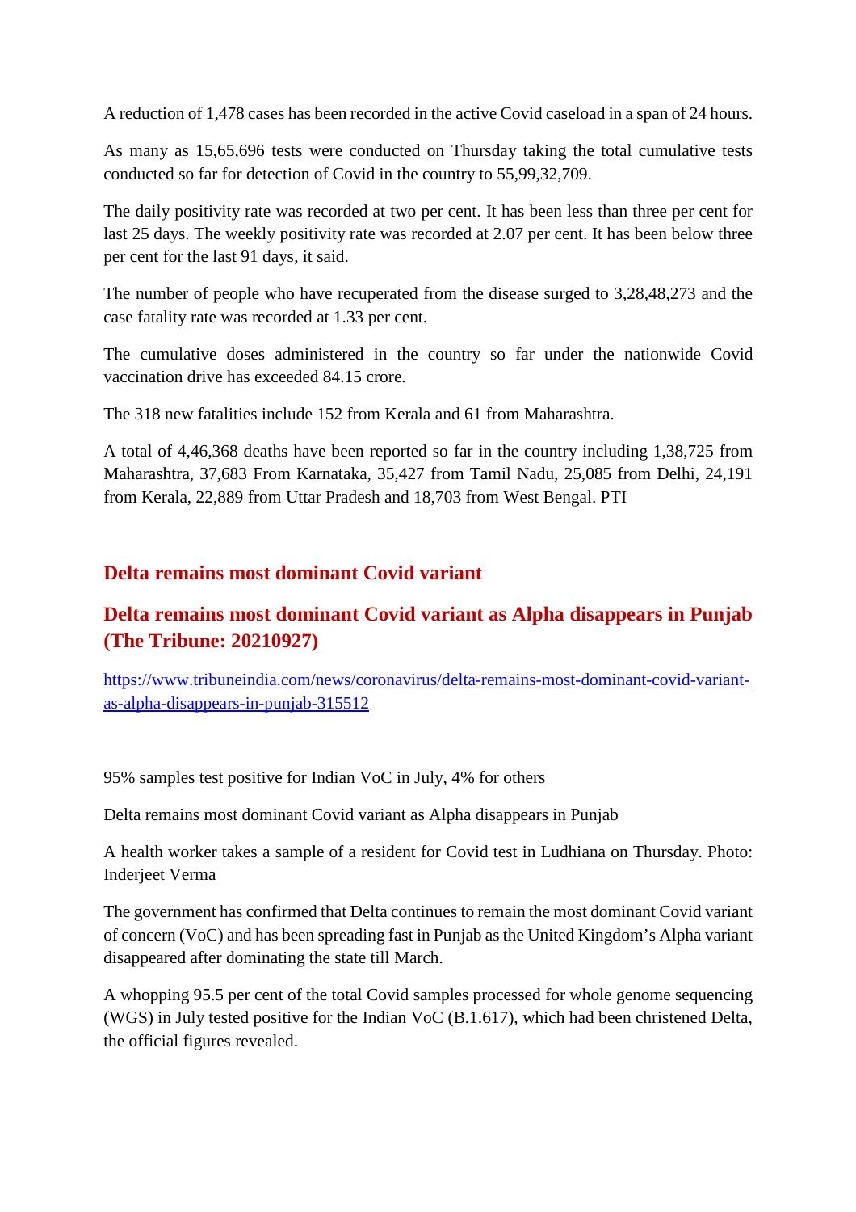A reduction of 1,478 cases has been recorded in the active Covid caseload in a span of 24 hours.

As many as 15,65,696 tests were conducted on Thursday taking the total cumulative tests conducted so far for detection of Covid in the country to 55,99,32,709.

The daily positivity rate was recorded at two per cent. It has been less than three per cent for last 25 days. The weekly positivity rate was recorded at 2.07 per cent. It has been below three per cent for the last 91 days, it said.

The number of people who have recuperated from the disease surged to 3,28,48,273 and the case fatality rate was recorded at 1.33 per cent.

The cumulative doses administered in the country so far under the nationwide Covid vaccination drive has exceeded 84.15 crore.

The 318 new fatalities include 152 from Kerala and 61 from Maharashtra.

A total of 4,46,368 deaths have been reported so far in the country including 1,38,725 from Maharashtra, 37,683 From Karnataka, 35,427 from Tamil Nadu, 25,085 from Delhi, 24,191 from Kerala, 22,889 from Uttar Pradesh and 18,703 from West Bengal. PTI

## Delta remains most dominant Covid variant

## Delta remains most dominant Covid variant as Alpha disappears in Punjab (The Tribune: 20210927)

https://www.tribuneindia.com/news/coronavirus/delta-remains-most-dominant-covid-variant-as-alpha-disappears-in-punjab-315512

95% samples test positive for Indian VoC in July, 4% for others

Delta remains most dominant Covid variant as Alpha disappears in Punjab

A health worker takes a sample of a resident for Covid test in Ludhiana on Thursday. Photo: Inderjeet Verma

The government has confirmed that Delta continues to remain the most dominant Covid variant of concern (VoC) and has been spreading fast in Punjab as the United Kingdom's Alpha variant disappeared after dominating the state till March.

A whopping 95.5 per cent of the total Covid samples processed for whole genome sequencing (WGS) in July tested positive for the Indian VoC (B.1.617), which had been christened Delta, the official figures revealed.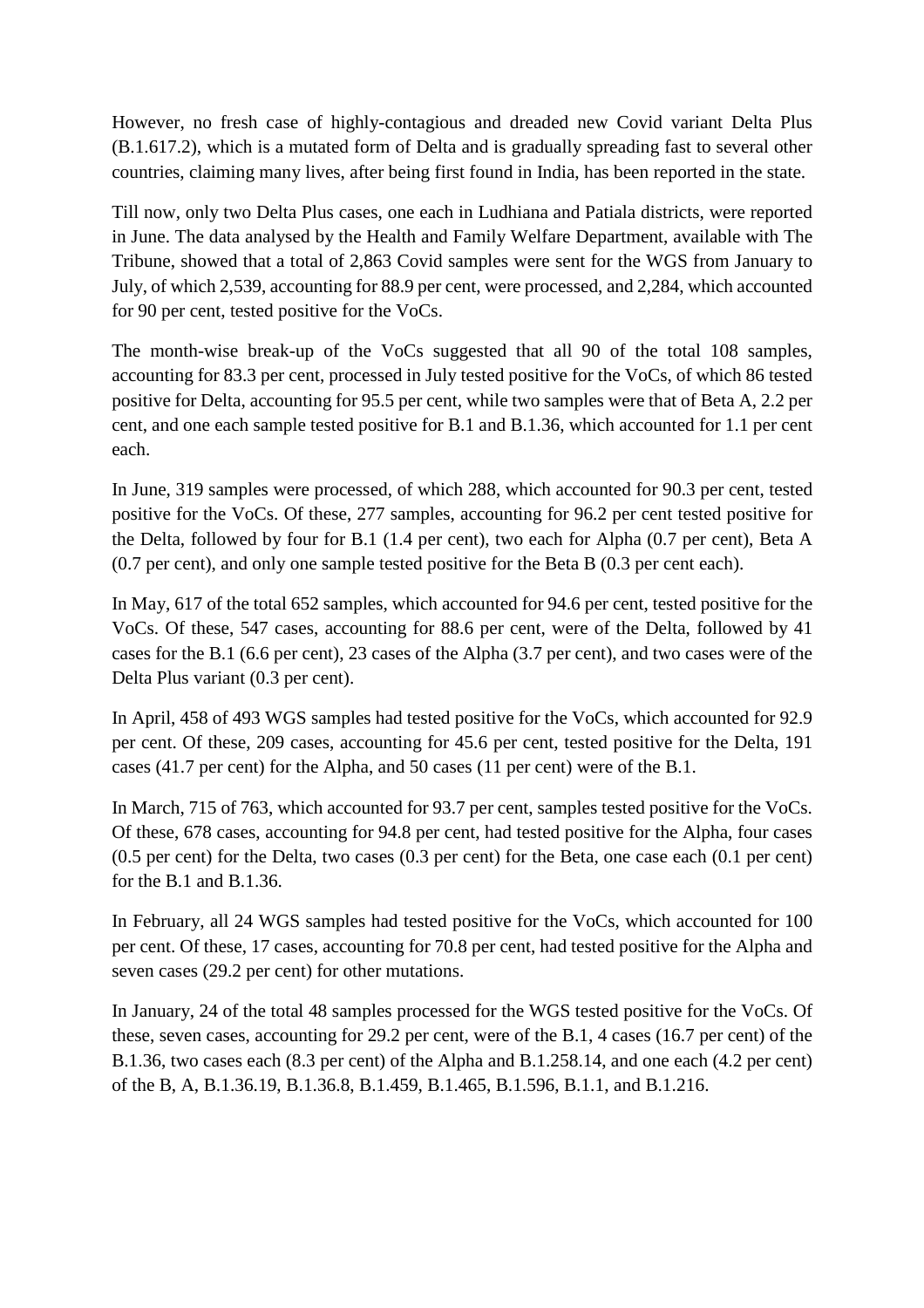However, no fresh case of highly-contagious and dreaded new Covid variant Delta Plus (B.1.617.2), which is a mutated form of Delta and is gradually spreading fast to several other countries, claiming many lives, after being first found in India, has been reported in the state.

Till now, only two Delta Plus cases, one each in Ludhiana and Patiala districts, were reported in June. The data analysed by the Health and Family Welfare Department, available with The Tribune, showed that a total of 2,863 Covid samples were sent for the WGS from January to July, of which 2,539, accounting for 88.9 per cent, were processed, and 2,284, which accounted for 90 per cent, tested positive for the VoCs.

The month-wise break-up of the VoCs suggested that all 90 of the total 108 samples, accounting for 83.3 per cent, processed in July tested positive for the VoCs, of which 86 tested positive for Delta, accounting for 95.5 per cent, while two samples were that of Beta A, 2.2 per cent, and one each sample tested positive for B.1 and B.1.36, which accounted for 1.1 per cent each.

In June, 319 samples were processed, of which 288, which accounted for 90.3 per cent, tested positive for the VoCs. Of these, 277 samples, accounting for 96.2 per cent tested positive for the Delta, followed by four for B.1 (1.4 per cent), two each for Alpha (0.7 per cent), Beta A (0.7 per cent), and only one sample tested positive for the Beta B (0.3 per cent each).

In May, 617 of the total 652 samples, which accounted for 94.6 per cent, tested positive for the VoCs. Of these, 547 cases, accounting for 88.6 per cent, were of the Delta, followed by 41 cases for the B.1 (6.6 per cent), 23 cases of the Alpha (3.7 per cent), and two cases were of the Delta Plus variant (0.3 per cent).

In April, 458 of 493 WGS samples had tested positive for the VoCs, which accounted for 92.9 per cent. Of these, 209 cases, accounting for 45.6 per cent, tested positive for the Delta, 191 cases (41.7 per cent) for the Alpha, and 50 cases (11 per cent) were of the B.1.

In March, 715 of 763, which accounted for 93.7 per cent, samples tested positive for the VoCs. Of these, 678 cases, accounting for 94.8 per cent, had tested positive for the Alpha, four cases (0.5 per cent) for the Delta, two cases (0.3 per cent) for the Beta, one case each (0.1 per cent) for the B.1 and B.1.36.

In February, all 24 WGS samples had tested positive for the VoCs, which accounted for 100 per cent. Of these, 17 cases, accounting for 70.8 per cent, had tested positive for the Alpha and seven cases (29.2 per cent) for other mutations.

In January, 24 of the total 48 samples processed for the WGS tested positive for the VoCs. Of these, seven cases, accounting for 29.2 per cent, were of the B.1, 4 cases (16.7 per cent) of the B.1.36, two cases each (8.3 per cent) of the Alpha and B.1.258.14, and one each (4.2 per cent) of the B, A, B.1.36.19, B.1.36.8, B.1.459, B.1.465, B.1.596, B.1.1, and B.1.216.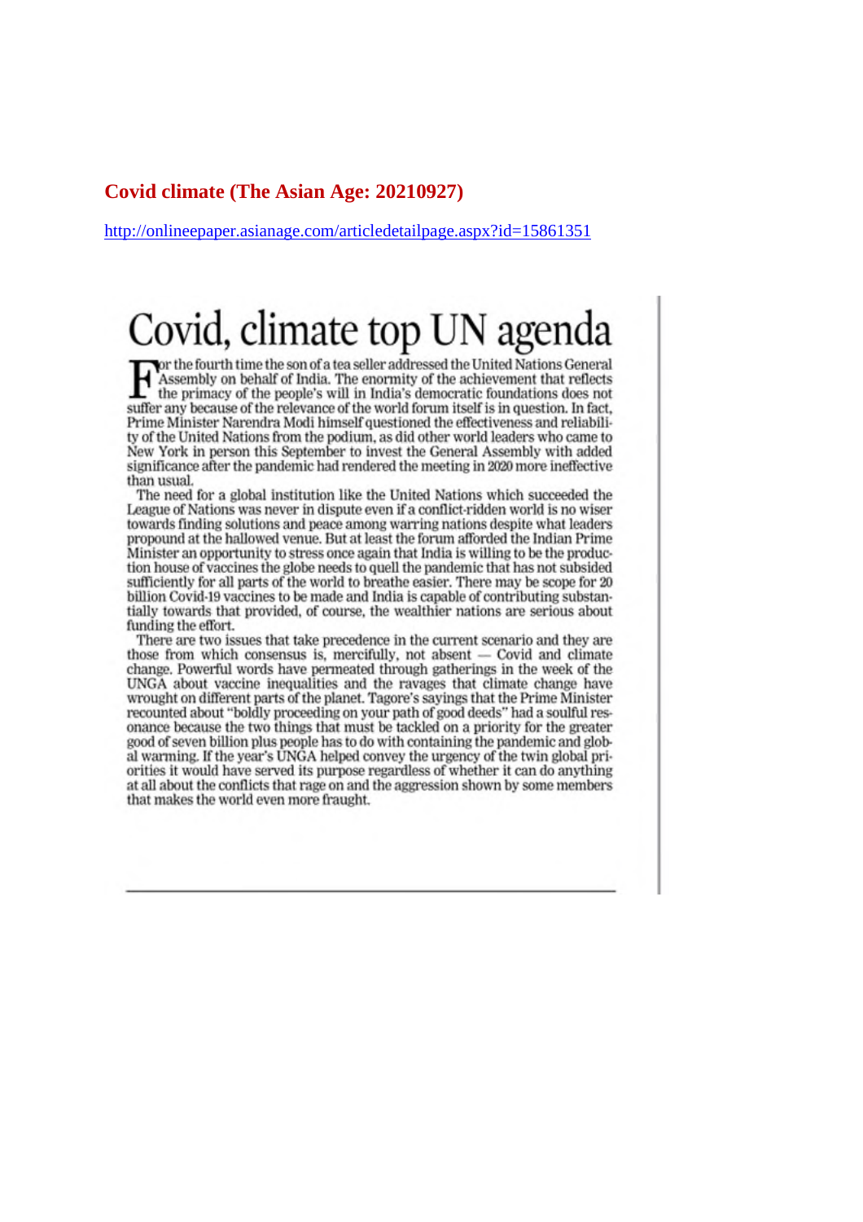## Covid climate (The Asian Age: 20210927)

http://onlineepaper.asianage.com/articledetailpage.aspx?id=15861351

# Covid, climate top UN agenda

For the fourth time the son of a tea seller addressed the United Nations General Assembly on behalf of India. The enormity of the achievement that reflects the primacy of the people's will in India's democratic foundations does not suffer any because of the relevance of the world forum itself is in question. In fact, Prime Minister Narendra Modi himself questioned the effectiveness and reliability of the United Nations from the podium, as did other world leaders who came to New York in person this September to invest the General Assembly with added significance after the pandemic had rendered the meeting in 2020 more ineffective than usual.

The need for a global institution like the United Nations which succeeded the League of Nations was never in dispute even if a conflict-ridden world is no wiser towards finding solutions and peace among warring nations despite what leaders propound at the hallowed venue. But at least the forum afforded the Indian Prime Minister an opportunity to stress once again that India is willing to be the production house of vaccines the globe needs to quell the pandemic that has not subsided sufficiently for all parts of the world to breathe easier. There may be scope for 20 billion Covid-19 vaccines to be made and India is capable of contributing substantially towards that provided, of course, the wealthier nations are serious about funding the effort.

There are two issues that take precedence in the current scenario and they are those from which consensus is, mercifully, not absent — Covid and climate change. Powerful words have permeated through gatherings in the week of the UNGA about vaccine inequalities and the ravages that climate change have wrought on different parts of the planet. Tagore's sayings that the Prime Minister recounted about "boldly proceeding on your path of good deeds" had a soulful resonance because the two things that must be tackled on a priority for the greater good of seven billion plus people has to do with containing the pandemic and global warming. If the year's UNGA helped convey the urgency of the twin global priorities it would have served its purpose regardless of whether it can do anything at all about the conflicts that rage on and the aggression shown by some members that makes the world even more fraught.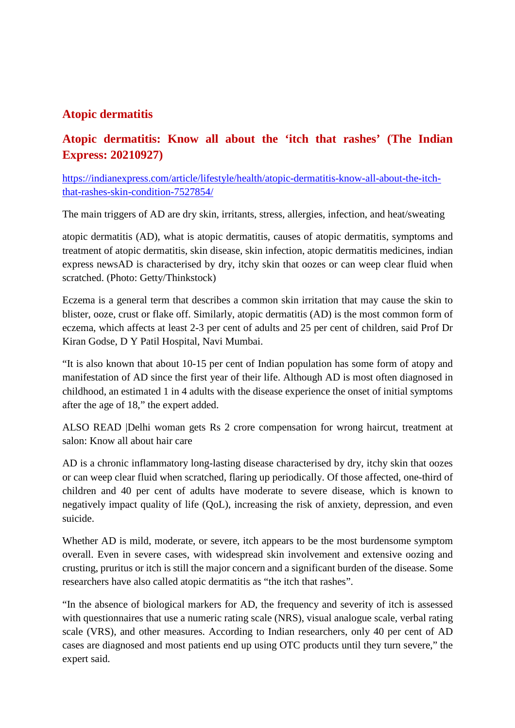## Atopic dermatitis

## Atopic dermatitis: Know all about the 'itch that rashes' (The Indian Express: 20210927)

https://indianexpress.com/article/lifestyle/health/atopic-dermatitis-know-all-about-the-itch-that-rashes-skin-condition-7527854/

The main triggers of AD are dry skin, irritants, stress, allergies, infection, and heat/sweating

atopic dermatitis (AD), what is atopic dermatitis, causes of atopic dermatitis, symptoms and treatment of atopic dermatitis, skin disease, skin infection, atopic dermatitis medicines, indian express newsAD is characterised by dry, itchy skin that oozes or can weep clear fluid when scratched. (Photo: Getty/Thinkstock)

Eczema is a general term that describes a common skin irritation that may cause the skin to blister, ooze, crust or flake off. Similarly, atopic dermatitis (AD) is the most common form of eczema, which affects at least 2-3 per cent of adults and 25 per cent of children, said Prof Dr Kiran Godse, D Y Patil Hospital, Navi Mumbai.

"It is also known that about 10-15 per cent of Indian population has some form of atopy and manifestation of AD since the first year of their life. Although AD is most often diagnosed in childhood, an estimated 1 in 4 adults with the disease experience the onset of initial symptoms after the age of 18," the expert added.

ALSO READ |Delhi woman gets Rs 2 crore compensation for wrong haircut, treatment at salon: Know all about hair care

AD is a chronic inflammatory long-lasting disease characterised by dry, itchy skin that oozes or can weep clear fluid when scratched, flaring up periodically. Of those affected, one-third of children and 40 per cent of adults have moderate to severe disease, which is known to negatively impact quality of life (QoL), increasing the risk of anxiety, depression, and even suicide.

Whether AD is mild, moderate, or severe, itch appears to be the most burdensome symptom overall. Even in severe cases, with widespread skin involvement and extensive oozing and crusting, pruritus or itch is still the major concern and a significant burden of the disease. Some researchers have also called atopic dermatitis as "the itch that rashes".

"In the absence of biological markers for AD, the frequency and severity of itch is assessed with questionnaires that use a numeric rating scale (NRS), visual analogue scale, verbal rating scale (VRS), and other measures. According to Indian researchers, only 40 per cent of AD cases are diagnosed and most patients end up using OTC products until they turn severe," the expert said.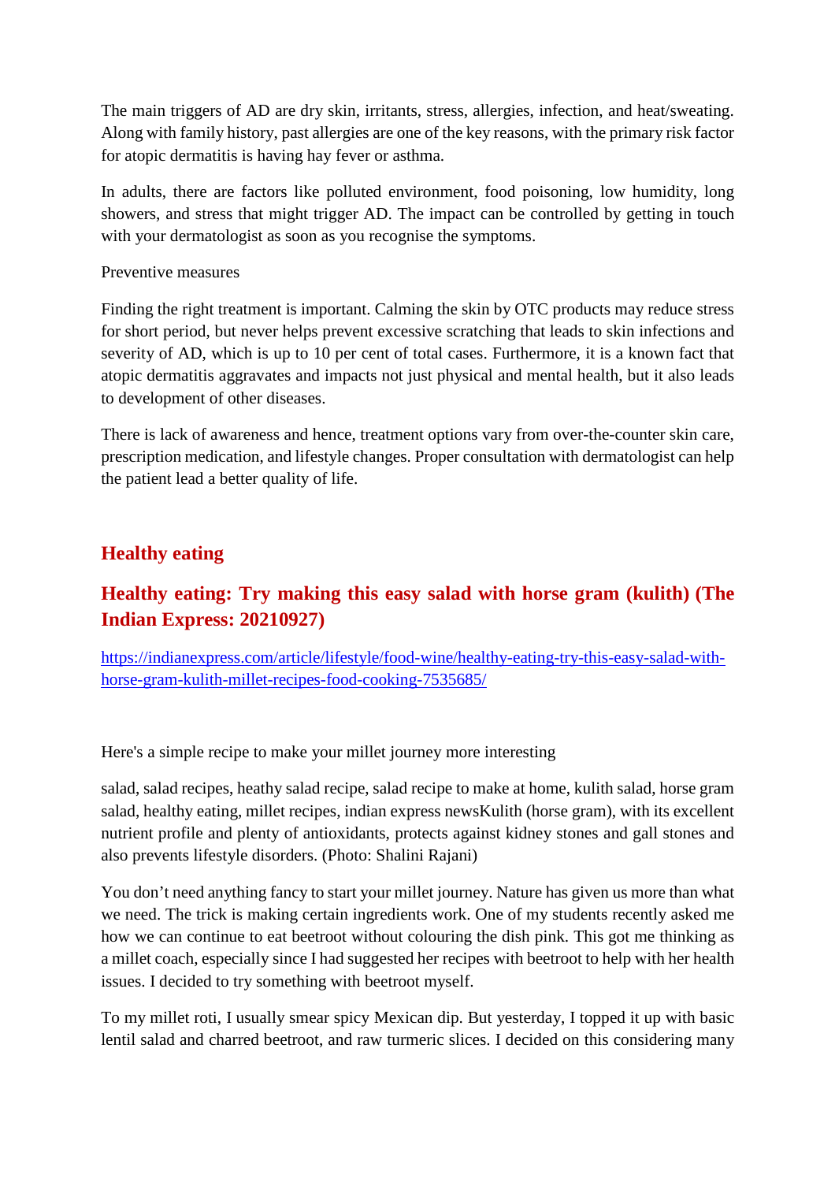The main triggers of AD are dry skin, irritants, stress, allergies, infection, and heat/sweating. Along with family history, past allergies are one of the key reasons, with the primary risk factor for atopic dermatitis is having hay fever or asthma.

In adults, there are factors like polluted environment, food poisoning, low humidity, long showers, and stress that might trigger AD. The impact can be controlled by getting in touch with your dermatologist as soon as you recognise the symptoms.

Preventive measures

Finding the right treatment is important. Calming the skin by OTC products may reduce stress for short period, but never helps prevent excessive scratching that leads to skin infections and severity of AD, which is up to 10 per cent of total cases. Furthermore, it is a known fact that atopic dermatitis aggravates and impacts not just physical and mental health, but it also leads to development of other diseases.

There is lack of awareness and hence, treatment options vary from over-the-counter skin care, prescription medication, and lifestyle changes. Proper consultation with dermatologist can help the patient lead a better quality of life.

## Healthy eating

### Healthy eating: Try making this easy salad with horse gram (kulith) (The Indian Express: 20210927)

https://indianexpress.com/article/lifestyle/food-wine/healthy-eating-try-this-easy-salad-with-horse-gram-kulith-millet-recipes-food-cooking-7535685/

Here's a simple recipe to make your millet journey more interesting

salad, salad recipes, heathy salad recipe, salad recipe to make at home, kulith salad, horse gram salad, healthy eating, millet recipes, indian express newsKulith (horse gram), with its excellent nutrient profile and plenty of antioxidants, protects against kidney stones and gall stones and also prevents lifestyle disorders. (Photo: Shalini Rajani)

You don't need anything fancy to start your millet journey. Nature has given us more than what we need. The trick is making certain ingredients work. One of my students recently asked me how we can continue to eat beetroot without colouring the dish pink. This got me thinking as a millet coach, especially since I had suggested her recipes with beetroot to help with her health issues. I decided to try something with beetroot myself.

To my millet roti, I usually smear spicy Mexican dip. But yesterday, I topped it up with basic lentil salad and charred beetroot, and raw turmeric slices. I decided on this considering many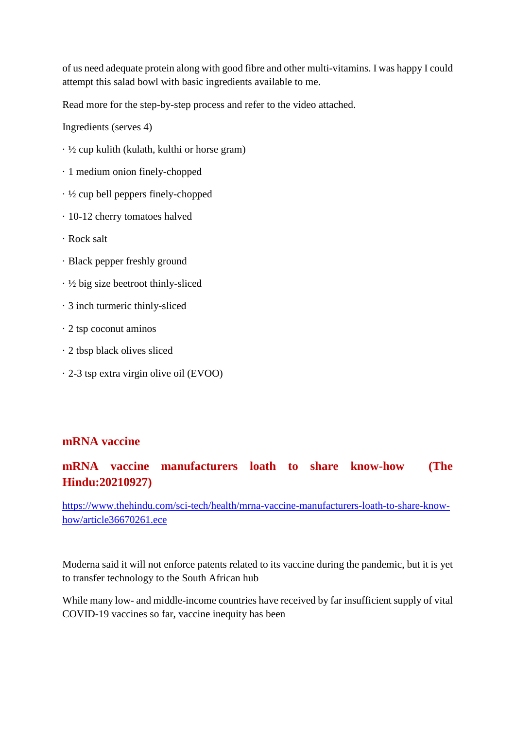of us need adequate protein along with good fibre and other multi-vitamins. I was happy I could attempt this salad bowl with basic ingredients available to me.

Read more for the step-by-step process and refer to the video attached.

Ingredients (serves 4)

· ½ cup kulith (kulath, kulthi or horse gram)

· 1 medium onion finely-chopped

· ½ cup bell peppers finely-chopped

· 10-12 cherry tomatoes halved

· Rock salt

· Black pepper freshly ground

· ½ big size beetroot thinly-sliced

· 3 inch turmeric thinly-sliced

· 2 tsp coconut aminos

· 2 tbsp black olives sliced

· 2-3 tsp extra virgin olive oil (EVOO)

## mRNA vaccine

## mRNA vaccine manufacturers loath to share know-how (The Hindu:20210927)

https://www.thehindu.com/sci-tech/health/mrna-vaccine-manufacturers-loath-to-share-know-how/article36670261.ece

Moderna said it will not enforce patents related to its vaccine during the pandemic, but it is yet to transfer technology to the South African hub

While many low- and middle-income countries have received by far insufficient supply of vital COVID-19 vaccines so far, vaccine inequity has been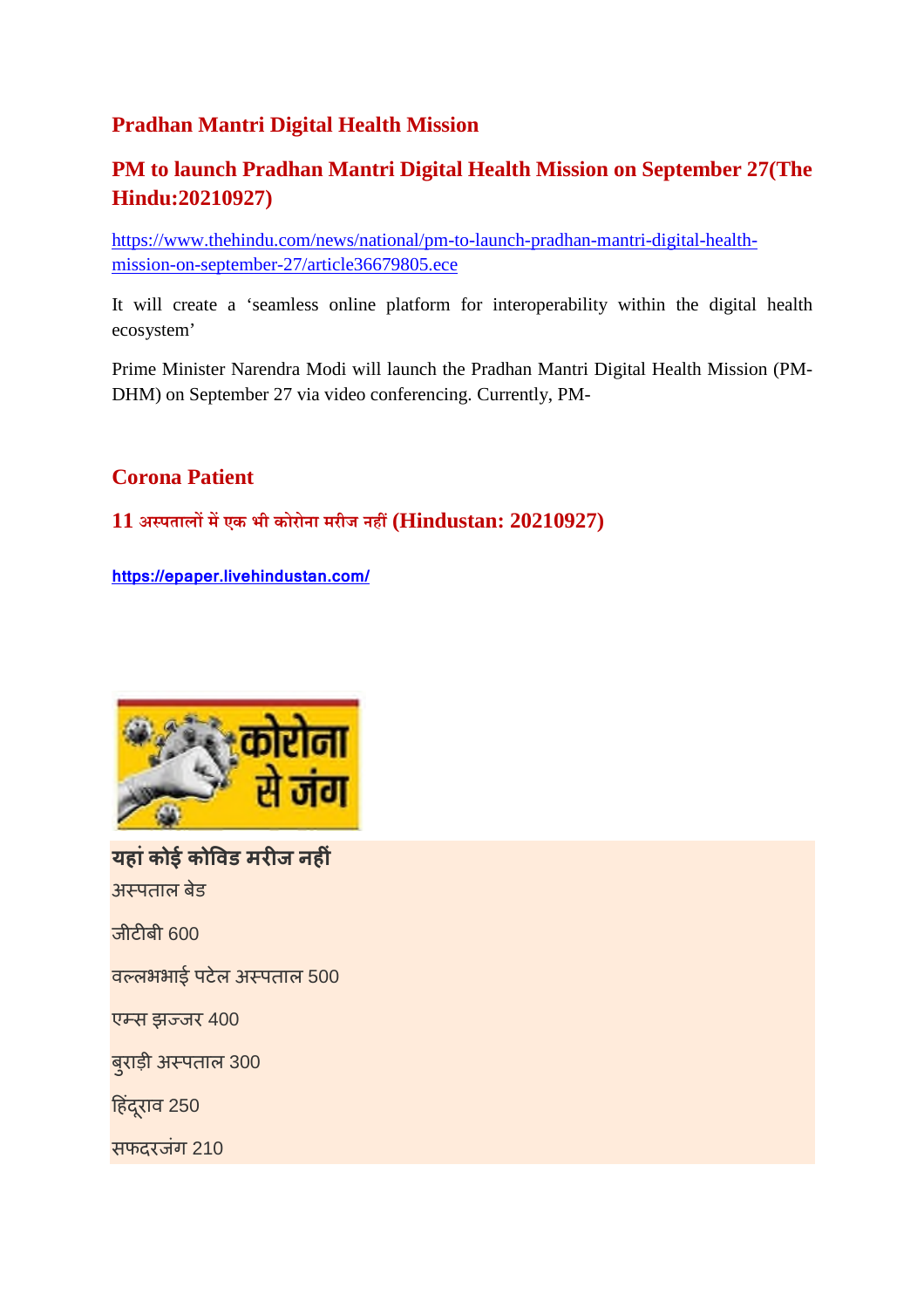## Pradhan Mantri Digital Health Mission

### PM to launch Pradhan Mantri Digital Health Mission on September 27(The Hindu:20210927)

https://www.thehindu.com/news/national/pm-to-launch-pradhan-mantri-digital-health-mission-on-september-27/article36679805.ece

It will create a 'seamless online platform for interoperability within the digital health ecosystem'

Prime Minister Narendra Modi will launch the Pradhan Mantri Digital Health Mission (PM-DHM) on September 27 via video conferencing. Currently, PM-

## Corona Patient

### 11 अस्पतालों में एक भी कोरोना मरीज नहीं (Hindustan: 20210927)

https://epaper.livehindustan.com/

कोरोना से जंग

**यहां कोई कोविड मरीज नहीं**

अस्पताल बेड

जीटीबी 600

वल्लभभाई पटेल अस्पताल 500

एम्स झज्जर 400

बुराड़ी अस्पताल 300

हिंदूराव 250

सफदरजंग 210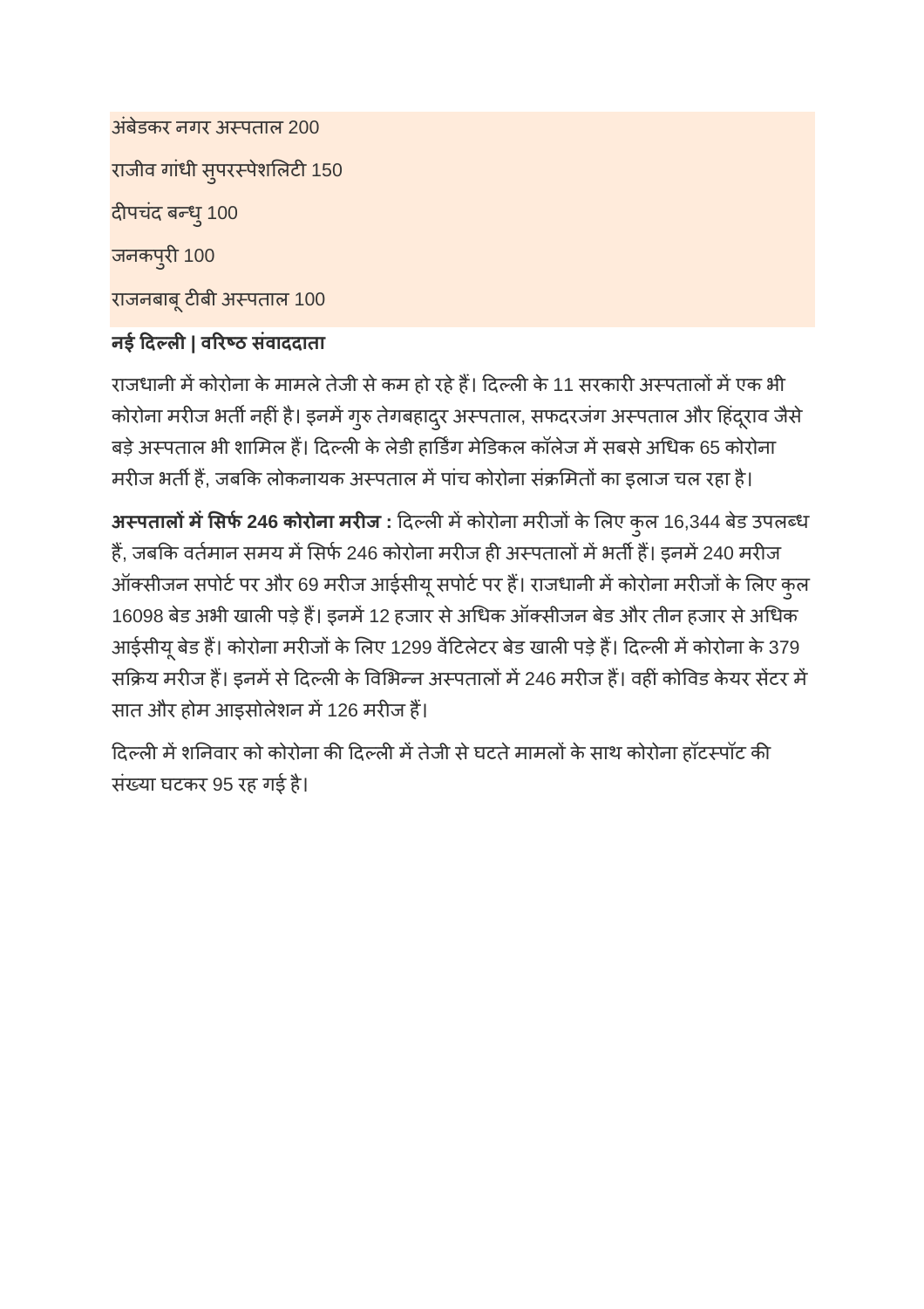अंबेडकर नगर अस्पताल 200

राजीव गांधी सुपरस्पेशलिटी 150

दीपचंद बन्धु 100

जनकपुरी 100

राजनबाबू टीबी अस्पताल 100

**नई दिल्ली | वरिष्ठ संवाददाता**

राजधानी में कोरोना के मामले तेजी से कम हो रहे हैं। दिल्ली के 11 सरकारी अस्पतालों में एक भी कोरोना मरीज भर्ती नहीं है। इनमें गुरु तेगबहादुर अस्पताल, सफदरजंग अस्पताल और हिंदूराव जैसे बड़े अस्पताल भी शामिल हैं। दिल्ली के लेडी हार्डिंग मेडिकल कॉलेज में सबसे अधिक 65 कोरोना मरीज भर्ती हैं, जबकि लोकनायक अस्पताल में पांच कोरोना संक्रमितों का इलाज चल रहा है।

**अस्पतालों में सिर्फ 246 कोरोना मरीज :** दिल्ली में कोरोना मरीजों के लिए कुल 16,344 बेड उपलब्ध हैं, जबकि वर्तमान समय में सिर्फ 246 कोरोना मरीज ही अस्पतालों में भर्ती हैं। इनमें 240 मरीज ऑक्सीजन सपोर्ट पर और 69 मरीज आईसीयू सपोर्ट पर हैं। राजधानी में कोरोना मरीजों के लिए कुल 16098 बेड अभी खाली पड़े हैं। इनमें 12 हजार से अधिक ऑक्सीजन बेड और तीन हजार से अधिक आईसीयू बेड हैं। कोरोना मरीजों के लिए 1299 वेंटिलेटर बेड खाली पड़े हैं। दिल्ली में कोरोना के 379 सक्रिय मरीज हैं। इनमें से दिल्ली के विभिन्न अस्पतालों में 246 मरीज हैं। वहीं कोविड केयर सेंटर में सात और होम आइसोलेशन में 126 मरीज हैं।

दिल्ली में शनिवार को कोरोना की दिल्ली में तेजी से घटते मामलों के साथ कोरोना हॉटस्पॉट की संख्या घटकर 95 रह गई है।